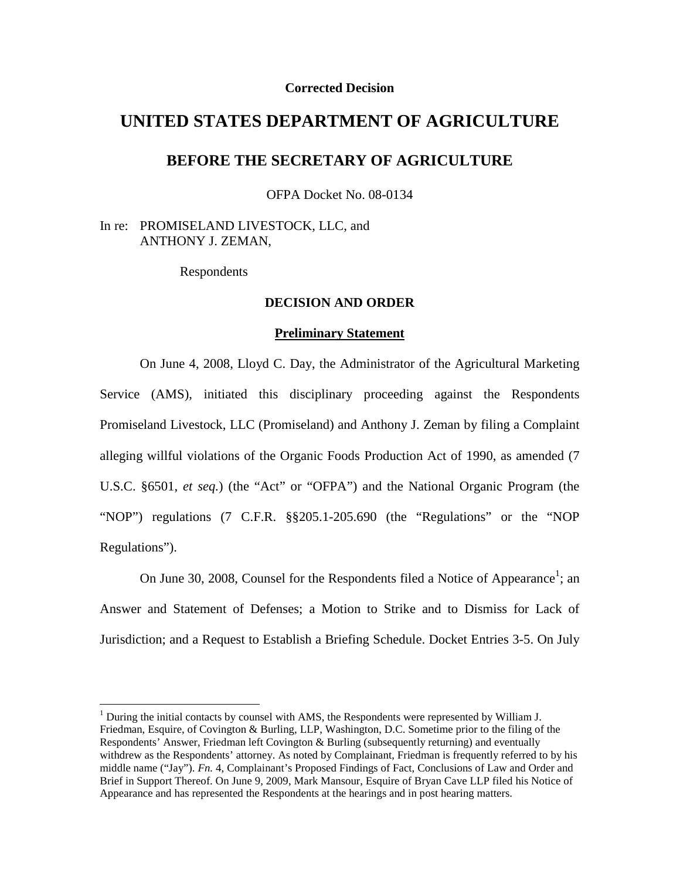**Corrected Decision**

# UNITED STATES DEPARTMENT OF AGRICULTURE

## BEFORE THE SECRETARY OF AGRICULTURE

OFPA Docket No. 08-0134

In re: PROMISELAND LIVESTOCK, LLC, and
ANTHONY J. ZEMAN,

Respondents

### DECISION AND ORDER

#### Preliminary Statement

On June 4, 2008, Lloyd C. Day, the Administrator of the Agricultural Marketing Service (AMS), initiated this disciplinary proceeding against the Respondents Promiseland Livestock, LLC (Promiseland) and Anthony J. Zeman by filing a Complaint alleging willful violations of the Organic Foods Production Act of 1990, as amended (7 U.S.C. §6501, *et seq.*) (the "Act" or "OFPA") and the National Organic Program (the "NOP") regulations (7 C.F.R. §§205.1-205.690 (the "Regulations" or the "NOP Regulations").

On June 30, 2008, Counsel for the Respondents filed a Notice of Appearance[1]; an Answer and Statement of Defenses; a Motion to Strike and to Dismiss for Lack of Jurisdiction; and a Request to Establish a Briefing Schedule. Docket Entries 3-5. On July

[1] During the initial contacts by counsel with AMS, the Respondents were represented by William J. Friedman, Esquire, of Covington & Burling, LLP, Washington, D.C. Sometime prior to the filing of the Respondents' Answer, Friedman left Covington & Burling (subsequently returning) and eventually withdrew as the Respondents' attorney. As noted by Complainant, Friedman is frequently referred to by his middle name ("Jay"). *Fn.* 4, Complainant's Proposed Findings of Fact, Conclusions of Law and Order and Brief in Support Thereof. On June 9, 2009, Mark Mansour, Esquire of Bryan Cave LLP filed his Notice of Appearance and has represented the Respondents at the hearings and in post hearing matters.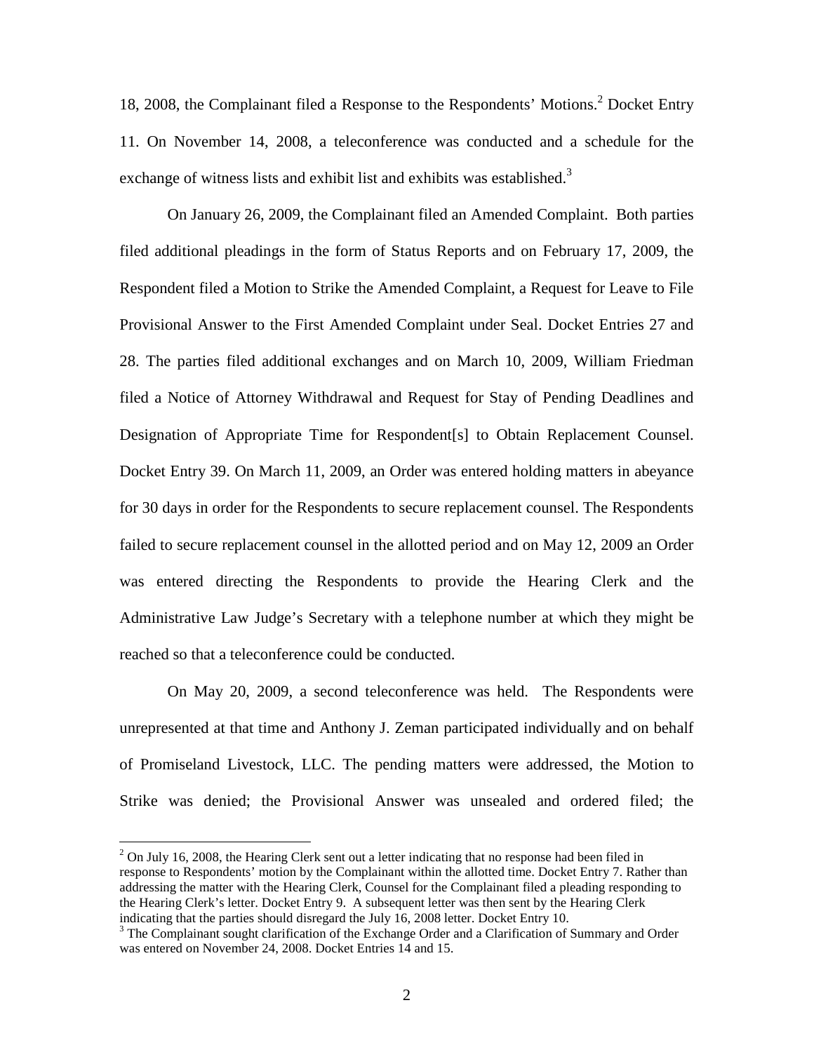18, 2008, the Complainant filed a Response to the Respondents' Motions.[2] Docket Entry 11. On November 14, 2008, a teleconference was conducted and a schedule for the exchange of witness lists and exhibit list and exhibits was established.[3]

On January 26, 2009, the Complainant filed an Amended Complaint. Both parties filed additional pleadings in the form of Status Reports and on February 17, 2009, the Respondent filed a Motion to Strike the Amended Complaint, a Request for Leave to File Provisional Answer to the First Amended Complaint under Seal. Docket Entries 27 and 28. The parties filed additional exchanges and on March 10, 2009, William Friedman filed a Notice of Attorney Withdrawal and Request for Stay of Pending Deadlines and Designation of Appropriate Time for Respondent[s] to Obtain Replacement Counsel. Docket Entry 39. On March 11, 2009, an Order was entered holding matters in abeyance for 30 days in order for the Respondents to secure replacement counsel. The Respondents failed to secure replacement counsel in the allotted period and on May 12, 2009 an Order was entered directing the Respondents to provide the Hearing Clerk and the Administrative Law Judge's Secretary with a telephone number at which they might be reached so that a teleconference could be conducted.

On May 20, 2009, a second teleconference was held. The Respondents were unrepresented at that time and Anthony J. Zeman participated individually and on behalf of Promiseland Livestock, LLC. The pending matters were addressed, the Motion to Strike was denied; the Provisional Answer was unsealed and ordered filed; the

---

[2] On July 16, 2008, the Hearing Clerk sent out a letter indicating that no response had been filed in response to Respondents' motion by the Complainant within the allotted time. Docket Entry 7. Rather than addressing the matter with the Hearing Clerk, Counsel for the Complainant filed a pleading responding to the Hearing Clerk's letter. Docket Entry 9. A subsequent letter was then sent by the Hearing Clerk indicating that the parties should disregard the July 16, 2008 letter. Docket Entry 10.

[3] The Complainant sought clarification of the Exchange Order and a Clarification of Summary and Order was entered on November 24, 2008. Docket Entries 14 and 15.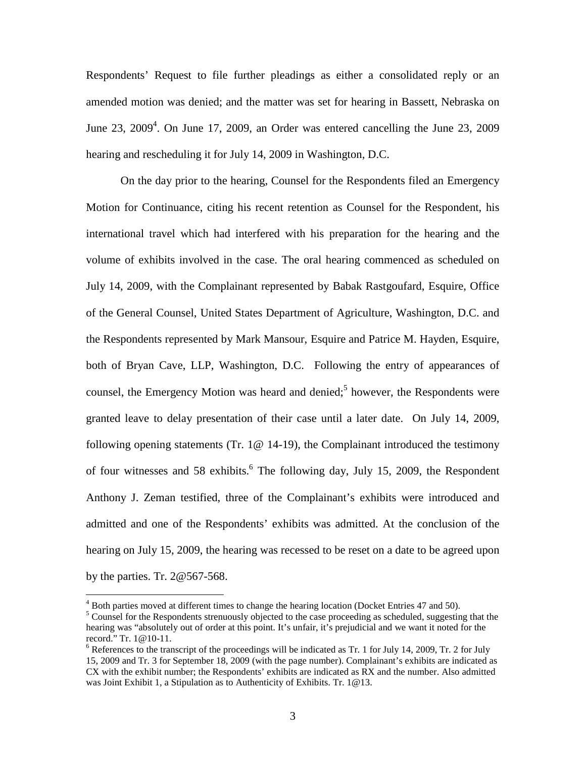Respondents' Request to file further pleadings as either a consolidated reply or an amended motion was denied; and the matter was set for hearing in Bassett, Nebraska on June 23, 2009[4]. On June 17, 2009, an Order was entered cancelling the June 23, 2009 hearing and rescheduling it for July 14, 2009 in Washington, D.C.

On the day prior to the hearing, Counsel for the Respondents filed an Emergency Motion for Continuance, citing his recent retention as Counsel for the Respondent, his international travel which had interfered with his preparation for the hearing and the volume of exhibits involved in the case. The oral hearing commenced as scheduled on July 14, 2009, with the Complainant represented by Babak Rastgoufard, Esquire, Office of the General Counsel, United States Department of Agriculture, Washington, D.C. and the Respondents represented by Mark Mansour, Esquire and Patrice M. Hayden, Esquire, both of Bryan Cave, LLP, Washington, D.C. Following the entry of appearances of counsel, the Emergency Motion was heard and denied;[5] however, the Respondents were granted leave to delay presentation of their case until a later date. On July 14, 2009, following opening statements (Tr. 1@ 14-19), the Complainant introduced the testimony of four witnesses and 58 exhibits.[6] The following day, July 15, 2009, the Respondent Anthony J. Zeman testified, three of the Complainant's exhibits were introduced and admitted and one of the Respondents' exhibits was admitted. At the conclusion of the hearing on July 15, 2009, the hearing was recessed to be reset on a date to be agreed upon by the parties. Tr. 2@567-568.

---

[4] Both parties moved at different times to change the hearing location (Docket Entries 47 and 50).

[5] Counsel for the Respondents strenuously objected to the case proceeding as scheduled, suggesting that the hearing was "absolutely out of order at this point. It's unfair, it's prejudicial and we want it noted for the record." Tr. 1@10-11.

[6] References to the transcript of the proceedings will be indicated as Tr. 1 for July 14, 2009, Tr. 2 for July 15, 2009 and Tr. 3 for September 18, 2009 (with the page number). Complainant's exhibits are indicated as CX with the exhibit number; the Respondents' exhibits are indicated as RX and the number. Also admitted was Joint Exhibit 1, a Stipulation as to Authenticity of Exhibits. Tr. 1@13.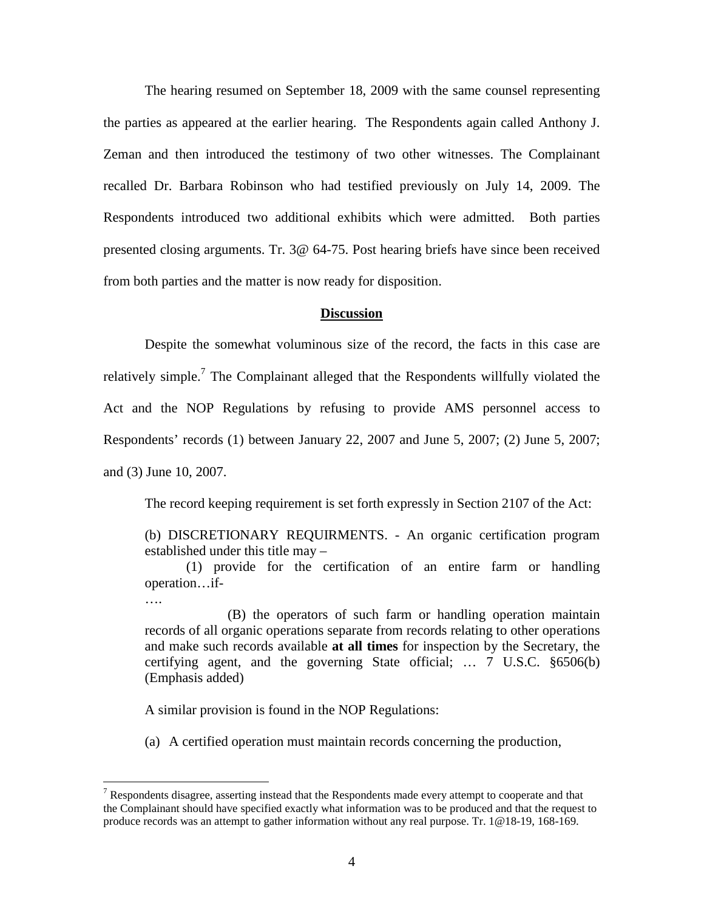The hearing resumed on September 18, 2009 with the same counsel representing the parties as appeared at the earlier hearing. The Respondents again called Anthony J. Zeman and then introduced the testimony of two other witnesses. The Complainant recalled Dr. Barbara Robinson who had testified previously on July 14, 2009. The Respondents introduced two additional exhibits which were admitted. Both parties presented closing arguments. Tr. 3@ 64-75. Post hearing briefs have since been received from both parties and the matter is now ready for disposition.

## Discussion

Despite the somewhat voluminous size of the record, the facts in this case are relatively simple.[7] The Complainant alleged that the Respondents willfully violated the Act and the NOP Regulations by refusing to provide AMS personnel access to Respondents' records (1) between January 22, 2007 and June 5, 2007; (2) June 5, 2007; and (3) June 10, 2007.

The record keeping requirement is set forth expressly in Section 2107 of the Act:

> (b) DISCRETIONARY REQUIRMENTS. - An organic certification program established under this title may –
>
> (1) provide for the certification of an entire farm or handling operation…if-
>
> ….
>
> (B) the operators of such farm or handling operation maintain records of all organic operations separate from records relating to other operations and make such records available **at all times** for inspection by the Secretary, the certifying agent, and the governing State official; … 7 U.S.C. §6506(b) (Emphasis added)

A similar provision is found in the NOP Regulations:

> (a) A certified operation must maintain records concerning the production,

---

[7] Respondents disagree, asserting instead that the Respondents made every attempt to cooperate and that the Complainant should have specified exactly what information was to be produced and that the request to produce records was an attempt to gather information without any real purpose. Tr. 1@18-19, 168-169.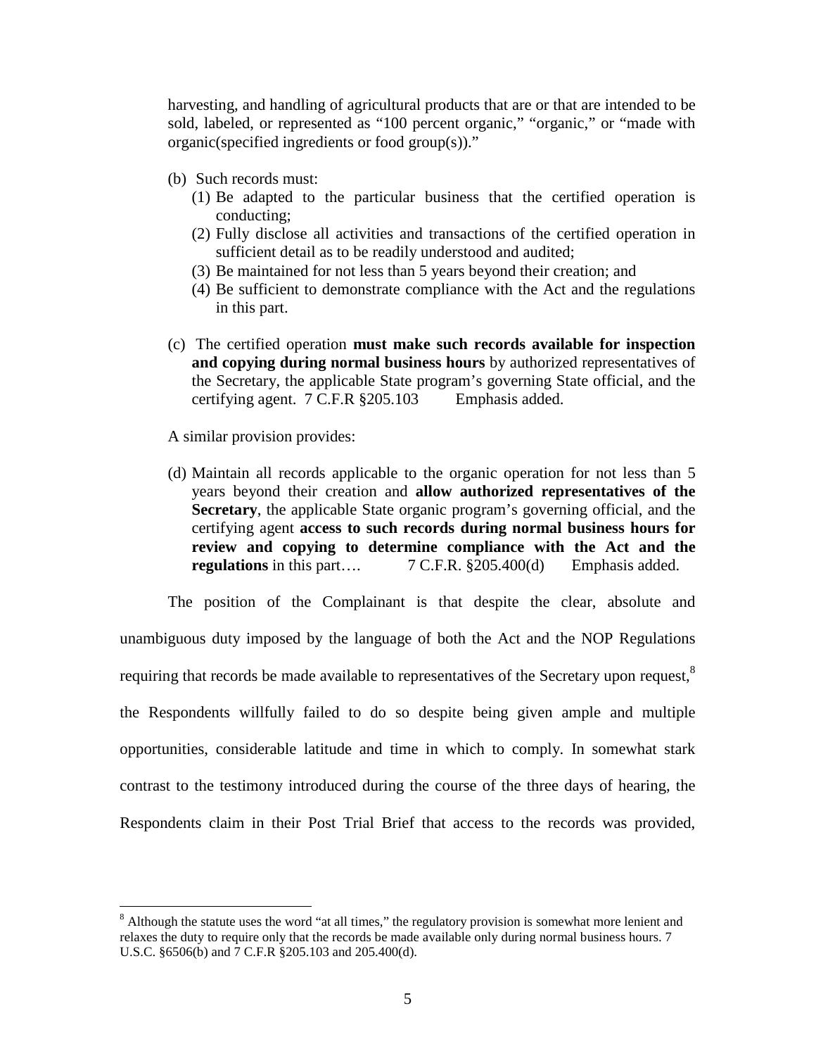harvesting, and handling of agricultural products that are or that are intended to be sold, labeled, or represented as "100 percent organic," "organic," or "made with organic(specified ingredients or food group(s))."

(b) Such records must:
   (1) Be adapted to the particular business that the certified operation is conducting;
   (2) Fully disclose all activities and transactions of the certified operation in sufficient detail as to be readily understood and audited;
   (3) Be maintained for not less than 5 years beyond their creation; and
   (4) Be sufficient to demonstrate compliance with the Act and the regulations in this part.

(c) The certified operation **must make such records available for inspection and copying during normal business hours** by authorized representatives of the Secretary, the applicable State program's governing State official, and the certifying agent. 7 C.F.R §205.103 Emphasis added.

A similar provision provides:

(d) Maintain all records applicable to the organic operation for not less than 5 years beyond their creation and **allow authorized representatives of the Secretary**, the applicable State organic program's governing official, and the certifying agent **access to such records during normal business hours for review and copying to determine compliance with the Act and the regulations** in this part…. 7 C.F.R. §205.400(d) Emphasis added.

The position of the Complainant is that despite the clear, absolute and unambiguous duty imposed by the language of both the Act and the NOP Regulations requiring that records be made available to representatives of the Secretary upon request,[8] the Respondents willfully failed to do so despite being given ample and multiple opportunities, considerable latitude and time in which to comply. In somewhat stark contrast to the testimony introduced during the course of the three days of hearing, the Respondents claim in their Post Trial Brief that access to the records was provided,

---

[8] Although the statute uses the word "at all times," the regulatory provision is somewhat more lenient and relaxes the duty to require only that the records be made available only during normal business hours. 7 U.S.C. §6506(b) and 7 C.F.R §205.103 and 205.400(d).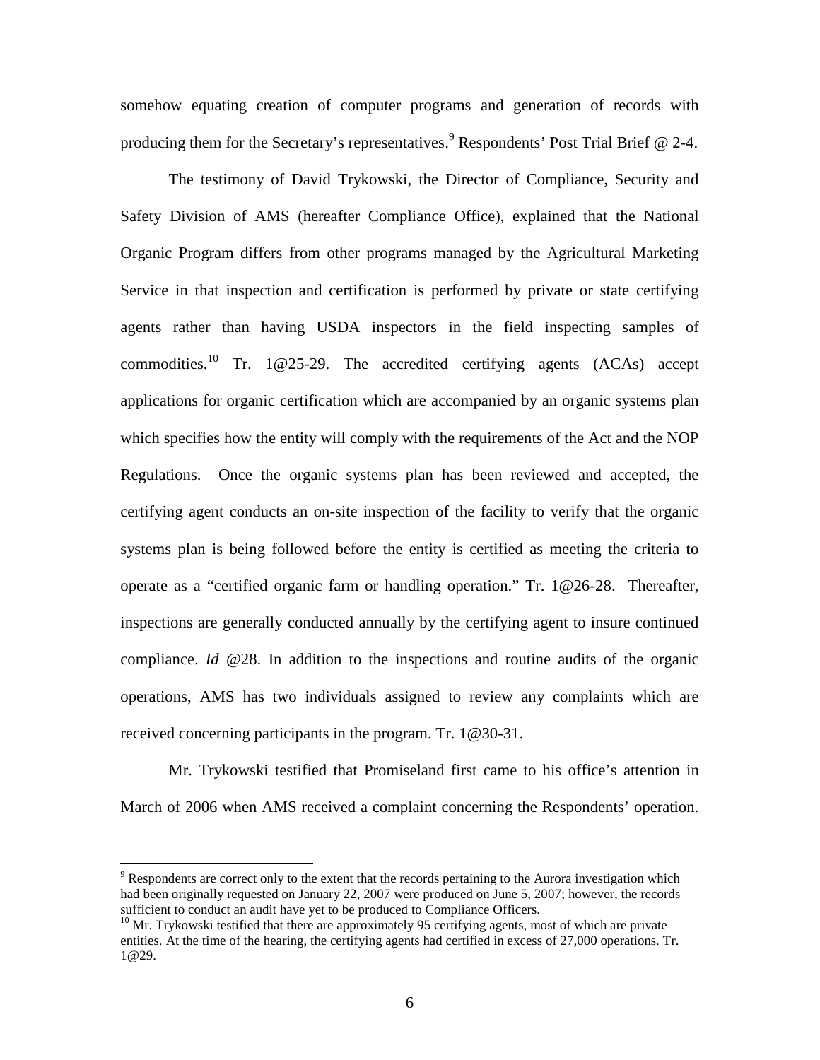somehow equating creation of computer programs and generation of records with producing them for the Secretary's representatives.[9] Respondents' Post Trial Brief @ 2-4.

The testimony of David Trykowski, the Director of Compliance, Security and Safety Division of AMS (hereafter Compliance Office), explained that the National Organic Program differs from other programs managed by the Agricultural Marketing Service in that inspection and certification is performed by private or state certifying agents rather than having USDA inspectors in the field inspecting samples of commodities.[10] Tr. 1@25-29. The accredited certifying agents (ACAs) accept applications for organic certification which are accompanied by an organic systems plan which specifies how the entity will comply with the requirements of the Act and the NOP Regulations. Once the organic systems plan has been reviewed and accepted, the certifying agent conducts an on-site inspection of the facility to verify that the organic systems plan is being followed before the entity is certified as meeting the criteria to operate as a "certified organic farm or handling operation." Tr. 1@26-28. Thereafter, inspections are generally conducted annually by the certifying agent to insure continued compliance. *Id* @28. In addition to the inspections and routine audits of the organic operations, AMS has two individuals assigned to review any complaints which are received concerning participants in the program. Tr. 1@30-31.

Mr. Trykowski testified that Promiseland first came to his office's attention in March of 2006 when AMS received a complaint concerning the Respondents' operation.

---

[9] Respondents are correct only to the extent that the records pertaining to the Aurora investigation which had been originally requested on January 22, 2007 were produced on June 5, 2007; however, the records sufficient to conduct an audit have yet to be produced to Compliance Officers.

[10] Mr. Trykowski testified that there are approximately 95 certifying agents, most of which are private entities. At the time of the hearing, the certifying agents had certified in excess of 27,000 operations. Tr. 1@29.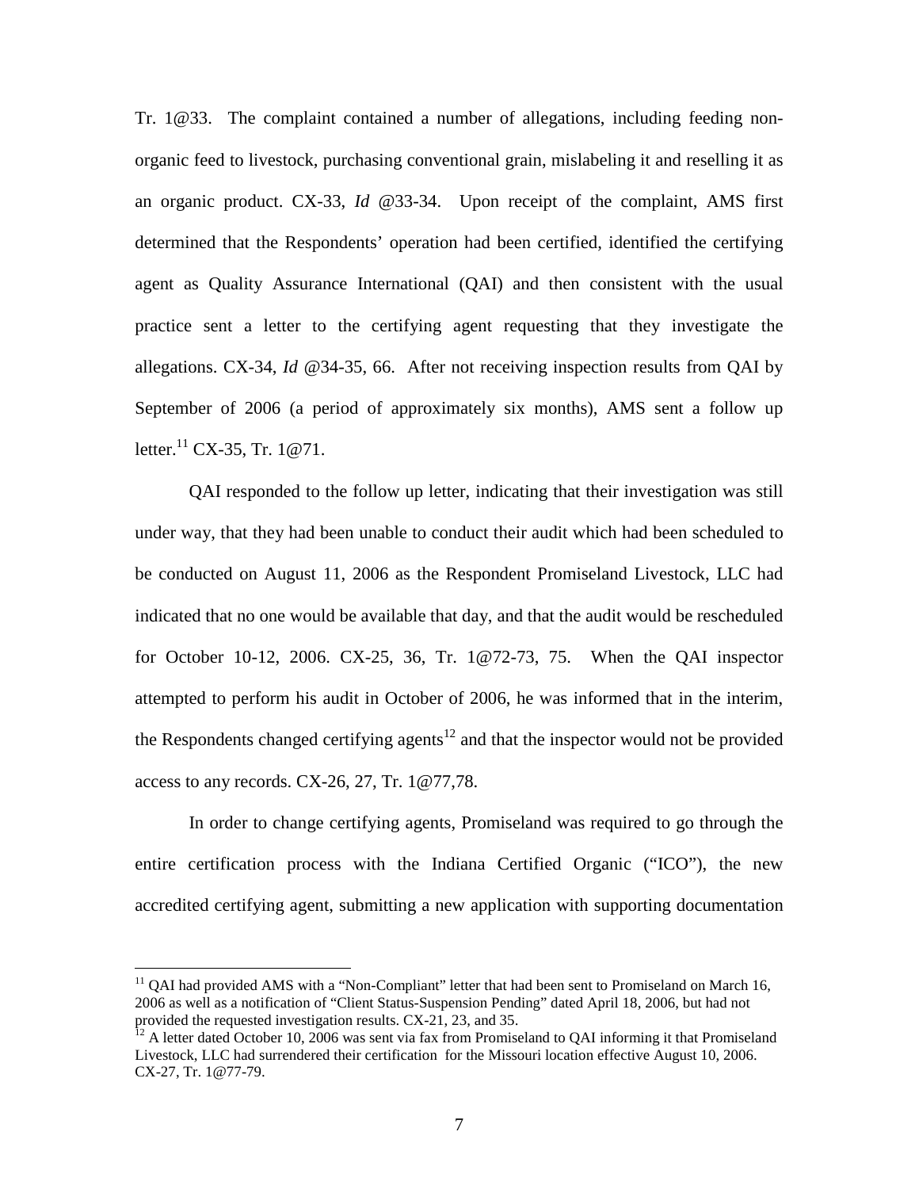Tr. 1@33. The complaint contained a number of allegations, including feeding non-organic feed to livestock, purchasing conventional grain, mislabeling it and reselling it as an organic product. CX-33, *Id* @33-34. Upon receipt of the complaint, AMS first determined that the Respondents' operation had been certified, identified the certifying agent as Quality Assurance International (QAI) and then consistent with the usual practice sent a letter to the certifying agent requesting that they investigate the allegations. CX-34, *Id* @34-35, 66. After not receiving inspection results from QAI by September of 2006 (a period of approximately six months), AMS sent a follow up letter.[11] CX-35, Tr. 1@71.

QAI responded to the follow up letter, indicating that their investigation was still under way, that they had been unable to conduct their audit which had been scheduled to be conducted on August 11, 2006 as the Respondent Promiseland Livestock, LLC had indicated that no one would be available that day, and that the audit would be rescheduled for October 10-12, 2006. CX-25, 36, Tr. 1@72-73, 75. When the QAI inspector attempted to perform his audit in October of 2006, he was informed that in the interim, the Respondents changed certifying agents[12] and that the inspector would not be provided access to any records. CX-26, 27, Tr. 1@77,78.

In order to change certifying agents, Promiseland was required to go through the entire certification process with the Indiana Certified Organic ("ICO"), the new accredited certifying agent, submitting a new application with supporting documentation

---

[11] QAI had provided AMS with a "Non-Compliant" letter that had been sent to Promiseland on March 16, 2006 as well as a notification of "Client Status-Suspension Pending" dated April 18, 2006, but had not provided the requested investigation results. CX-21, 23, and 35.

[12] A letter dated October 10, 2006 was sent via fax from Promiseland to QAI informing it that Promiseland Livestock, LLC had surrendered their certification for the Missouri location effective August 10, 2006. CX-27, Tr. 1@77-79.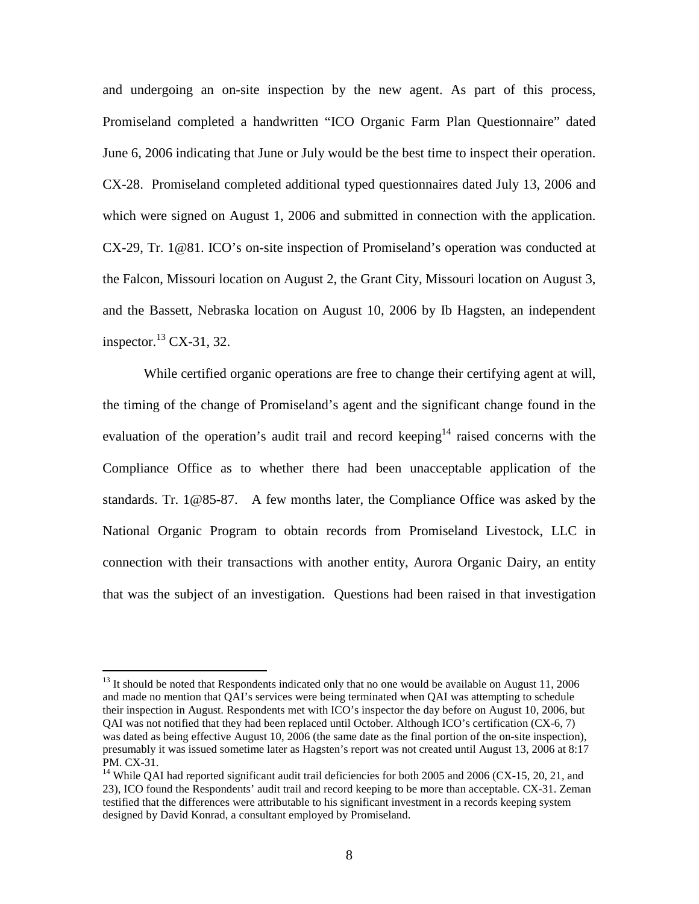and undergoing an on-site inspection by the new agent. As part of this process, Promiseland completed a handwritten "ICO Organic Farm Plan Questionnaire" dated June 6, 2006 indicating that June or July would be the best time to inspect their operation. CX-28. Promiseland completed additional typed questionnaires dated July 13, 2006 and which were signed on August 1, 2006 and submitted in connection with the application. CX-29, Tr. 1@81. ICO's on-site inspection of Promiseland's operation was conducted at the Falcon, Missouri location on August 2, the Grant City, Missouri location on August 3, and the Bassett, Nebraska location on August 10, 2006 by Ib Hagsten, an independent inspector.[13] CX-31, 32.

While certified organic operations are free to change their certifying agent at will, the timing of the change of Promiseland's agent and the significant change found in the evaluation of the operation's audit trail and record keeping[14] raised concerns with the Compliance Office as to whether there had been unacceptable application of the standards. Tr. 1@85-87. A few months later, the Compliance Office was asked by the National Organic Program to obtain records from Promiseland Livestock, LLC in connection with their transactions with another entity, Aurora Organic Dairy, an entity that was the subject of an investigation. Questions had been raised in that investigation

---

[13] It should be noted that Respondents indicated only that no one would be available on August 11, 2006 and made no mention that QAI's services were being terminated when QAI was attempting to schedule their inspection in August. Respondents met with ICO's inspector the day before on August 10, 2006, but QAI was not notified that they had been replaced until October. Although ICO's certification (CX-6, 7) was dated as being effective August 10, 2006 (the same date as the final portion of the on-site inspection), presumably it was issued sometime later as Hagsten's report was not created until August 13, 2006 at 8:17 PM. CX-31.

[14] While QAI had reported significant audit trail deficiencies for both 2005 and 2006 (CX-15, 20, 21, and 23), ICO found the Respondents' audit trail and record keeping to be more than acceptable. CX-31. Zeman testified that the differences were attributable to his significant investment in a records keeping system designed by David Konrad, a consultant employed by Promiseland.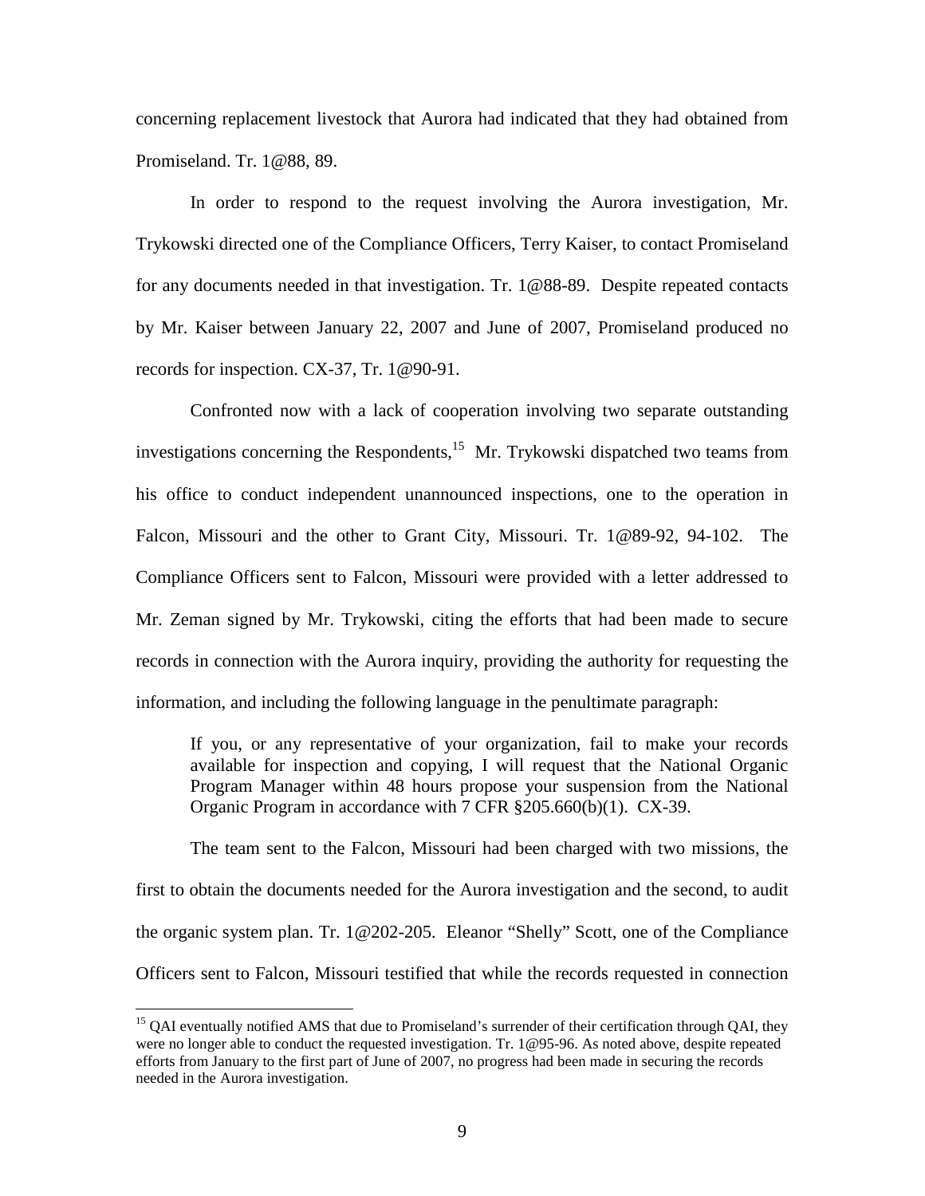concerning replacement livestock that Aurora had indicated that they had obtained from Promiseland. Tr. 1@88, 89.

In order to respond to the request involving the Aurora investigation, Mr. Trykowski directed one of the Compliance Officers, Terry Kaiser, to contact Promiseland for any documents needed in that investigation. Tr. 1@88-89. Despite repeated contacts by Mr. Kaiser between January 22, 2007 and June of 2007, Promiseland produced no records for inspection. CX-37, Tr. 1@90-91.

Confronted now with a lack of cooperation involving two separate outstanding investigations concerning the Respondents,[15] Mr. Trykowski dispatched two teams from his office to conduct independent unannounced inspections, one to the operation in Falcon, Missouri and the other to Grant City, Missouri. Tr. 1@89-92, 94-102. The Compliance Officers sent to Falcon, Missouri were provided with a letter addressed to Mr. Zeman signed by Mr. Trykowski, citing the efforts that had been made to secure records in connection with the Aurora inquiry, providing the authority for requesting the information, and including the following language in the penultimate paragraph:

> If you, or any representative of your organization, fail to make your records available for inspection and copying, I will request that the National Organic Program Manager within 48 hours propose your suspension from the National Organic Program in accordance with 7 CFR §205.660(b)(1). CX-39.

The team sent to the Falcon, Missouri had been charged with two missions, the first to obtain the documents needed for the Aurora investigation and the second, to audit the organic system plan. Tr. 1@202-205. Eleanor "Shelly" Scott, one of the Compliance Officers sent to Falcon, Missouri testified that while the records requested in connection

---

[15] QAI eventually notified AMS that due to Promiseland's surrender of their certification through QAI, they were no longer able to conduct the requested investigation. Tr. 1@95-96. As noted above, despite repeated efforts from January to the first part of June of 2007, no progress had been made in securing the records needed in the Aurora investigation.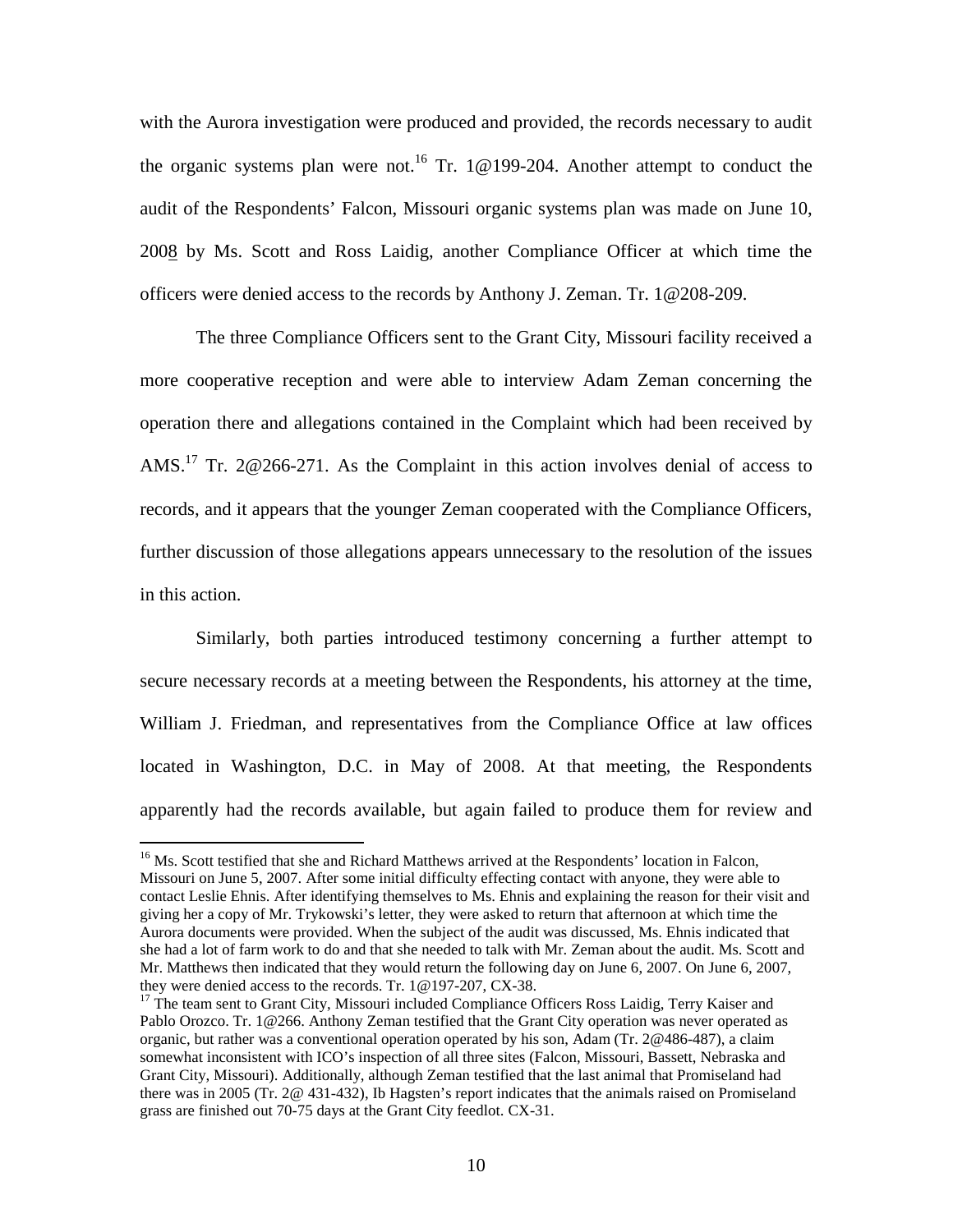with the Aurora investigation were produced and provided, the records necessary to audit the organic systems plan were not.[16] Tr. 1@199-204. Another attempt to conduct the audit of the Respondents' Falcon, Missouri organic systems plan was made on June 10, 2008 by Ms. Scott and Ross Laidig, another Compliance Officer at which time the officers were denied access to the records by Anthony J. Zeman. Tr. 1@208-209.

The three Compliance Officers sent to the Grant City, Missouri facility received a more cooperative reception and were able to interview Adam Zeman concerning the operation there and allegations contained in the Complaint which had been received by AMS.[17] Tr. 2@266-271. As the Complaint in this action involves denial of access to records, and it appears that the younger Zeman cooperated with the Compliance Officers, further discussion of those allegations appears unnecessary to the resolution of the issues in this action.

Similarly, both parties introduced testimony concerning a further attempt to secure necessary records at a meeting between the Respondents, his attorney at the time, William J. Friedman, and representatives from the Compliance Office at law offices located in Washington, D.C. in May of 2008. At that meeting, the Respondents apparently had the records available, but again failed to produce them for review and

---

[16] Ms. Scott testified that she and Richard Matthews arrived at the Respondents' location in Falcon, Missouri on June 5, 2007. After some initial difficulty effecting contact with anyone, they were able to contact Leslie Ehnis. After identifying themselves to Ms. Ehnis and explaining the reason for their visit and giving her a copy of Mr. Trykowski's letter, they were asked to return that afternoon at which time the Aurora documents were provided. When the subject of the audit was discussed, Ms. Ehnis indicated that she had a lot of farm work to do and that she needed to talk with Mr. Zeman about the audit. Ms. Scott and Mr. Matthews then indicated that they would return the following day on June 6, 2007. On June 6, 2007, they were denied access to the records. Tr. 1@197-207, CX-38.

[17] The team sent to Grant City, Missouri included Compliance Officers Ross Laidig, Terry Kaiser and Pablo Orozco. Tr. 1@266. Anthony Zeman testified that the Grant City operation was never operated as organic, but rather was a conventional operation operated by his son, Adam (Tr. 2@486-487), a claim somewhat inconsistent with ICO's inspection of all three sites (Falcon, Missouri, Bassett, Nebraska and Grant City, Missouri). Additionally, although Zeman testified that the last animal that Promiseland had there was in 2005 (Tr. 2@ 431-432), Ib Hagsten's report indicates that the animals raised on Promiseland grass are finished out 70-75 days at the Grant City feedlot. CX-31.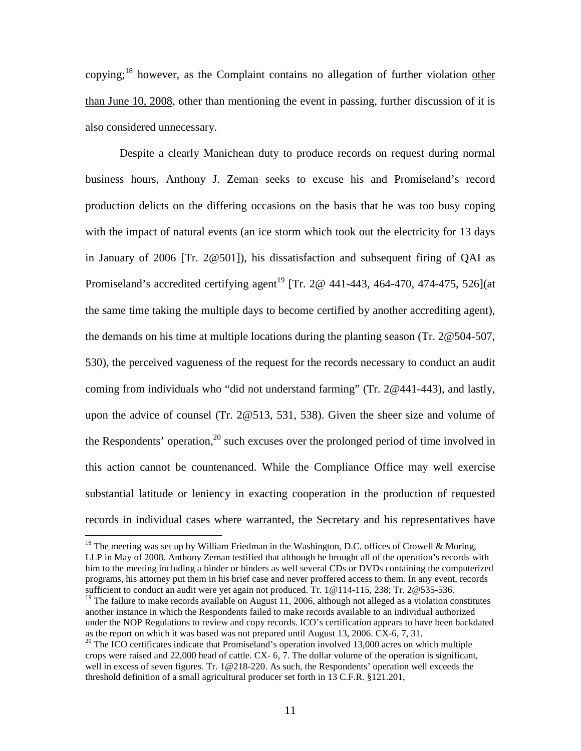copying;[18] however, as the Complaint contains no allegation of further violation other than June 10, 2008, other than mentioning the event in passing, further discussion of it is also considered unnecessary.

Despite a clearly Manichean duty to produce records on request during normal business hours, Anthony J. Zeman seeks to excuse his and Promiseland's record production delicts on the differing occasions on the basis that he was too busy coping with the impact of natural events (an ice storm which took out the electricity for 13 days in January of 2006 [Tr. 2@501]), his dissatisfaction and subsequent firing of QAI as Promiseland's accredited certifying agent[19] [Tr. 2@ 441-443, 464-470, 474-475, 526](at the same time taking the multiple days to become certified by another accrediting agent), the demands on his time at multiple locations during the planting season (Tr. 2@504-507, 530), the perceived vagueness of the request for the records necessary to conduct an audit coming from individuals who "did not understand farming" (Tr. 2@441-443), and lastly, upon the advice of counsel (Tr. 2@513, 531, 538). Given the sheer size and volume of the Respondents' operation,[20] such excuses over the prolonged period of time involved in this action cannot be countenanced. While the Compliance Office may well exercise substantial latitude or leniency in exacting cooperation in the production of requested records in individual cases where warranted, the Secretary and his representatives have

---

[18] The meeting was set up by William Friedman in the Washington, D.C. offices of Crowell & Moring, LLP in May of 2008. Anthony Zeman testified that although he brought all of the operation's records with him to the meeting including a binder or binders as well several CDs or DVDs containing the computerized programs, his attorney put them in his brief case and never proffered access to them. In any event, records sufficient to conduct an audit were yet again not produced. Tr. 1@114-115, 238; Tr. 2@535-536.

[19] The failure to make records available on August 11, 2006, although not alleged as a violation constitutes another instance in which the Respondents failed to make records available to an individual authorized under the NOP Regulations to review and copy records. ICO's certification appears to have been backdated as the report on which it was based was not prepared until August 13, 2006. CX-6, 7, 31.

[20] The ICO certificates indicate that Promiseland's operation involved 13,000 acres on which multiple crops were raised and 22,000 head of cattle. CX- 6, 7. The dollar volume of the operation is significant, well in excess of seven figures. Tr. 1@218-220. As such, the Respondents' operation well exceeds the threshold definition of a small agricultural producer set forth in 13 C.F.R. §121.201,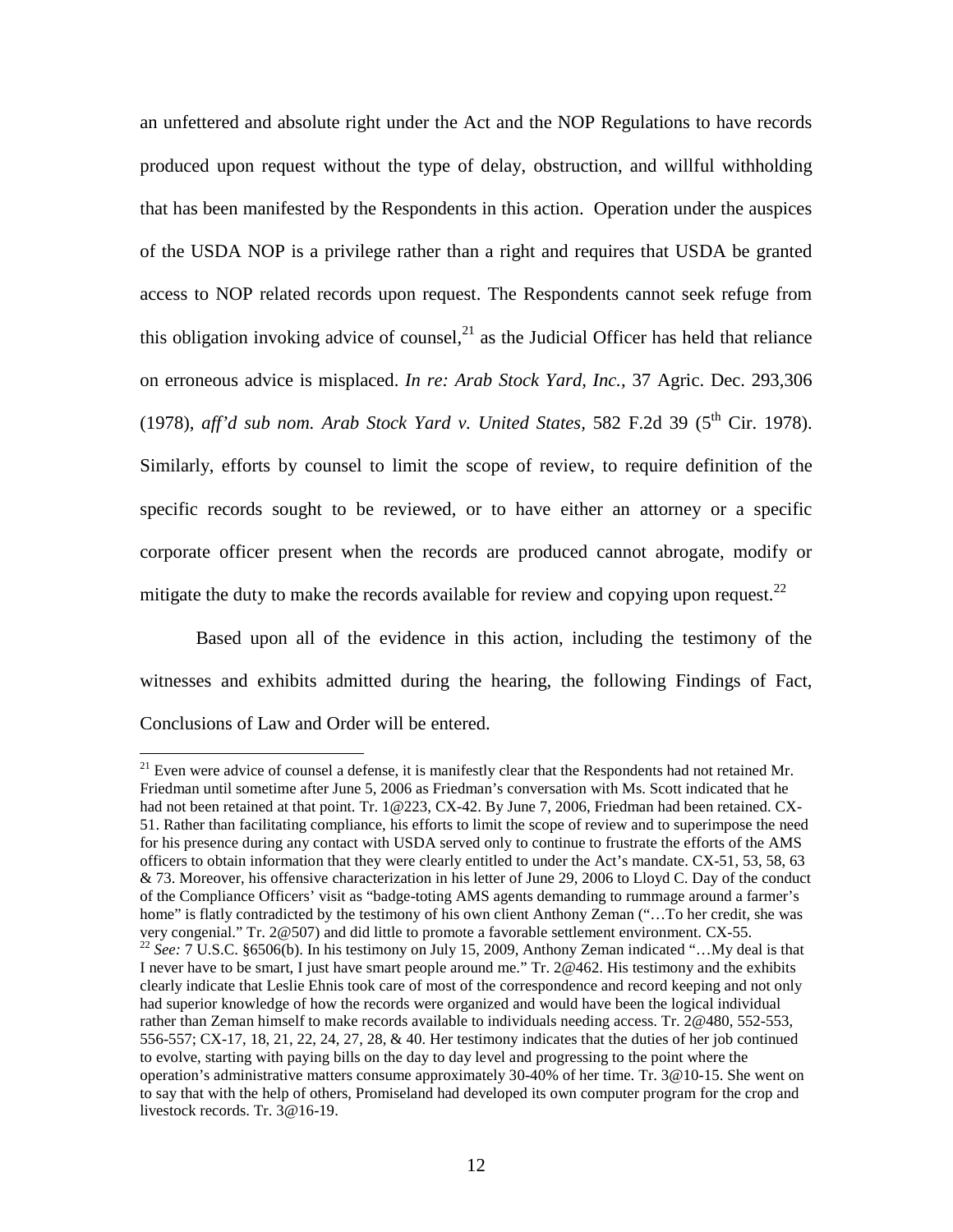an unfettered and absolute right under the Act and the NOP Regulations to have records produced upon request without the type of delay, obstruction, and willful withholding that has been manifested by the Respondents in this action. Operation under the auspices of the USDA NOP is a privilege rather than a right and requires that USDA be granted access to NOP related records upon request. The Respondents cannot seek refuge from this obligation invoking advice of counsel,[21] as the Judicial Officer has held that reliance on erroneous advice is misplaced. *In re: Arab Stock Yard, Inc.,* 37 Agric. Dec. 293,306 (1978), *aff'd sub nom. Arab Stock Yard v. United States,* 582 F.2d 39 (5th Cir. 1978). Similarly, efforts by counsel to limit the scope of review, to require definition of the specific records sought to be reviewed, or to have either an attorney or a specific corporate officer present when the records are produced cannot abrogate, modify or mitigate the duty to make the records available for review and copying upon request.[22]

Based upon all of the evidence in this action, including the testimony of the witnesses and exhibits admitted during the hearing, the following Findings of Fact, Conclusions of Law and Order will be entered.

---

[21] Even were advice of counsel a defense, it is manifestly clear that the Respondents had not retained Mr. Friedman until sometime after June 5, 2006 as Friedman's conversation with Ms. Scott indicated that he had not been retained at that point. Tr. 1@223, CX-42. By June 7, 2006, Friedman had been retained. CX-51. Rather than facilitating compliance, his efforts to limit the scope of review and to superimpose the need for his presence during any contact with USDA served only to continue to frustrate the efforts of the AMS officers to obtain information that they were clearly entitled to under the Act's mandate. CX-51, 53, 58, 63 & 73. Moreover, his offensive characterization in his letter of June 29, 2006 to Lloyd C. Day of the conduct of the Compliance Officers' visit as "badge-toting AMS agents demanding to rummage around a farmer's home" is flatly contradicted by the testimony of his own client Anthony Zeman ("…To her credit, she was very congenial." Tr. 2@507) and did little to promote a favorable settlement environment. CX-55.

[22] *See:* 7 U.S.C. §6506(b). In his testimony on July 15, 2009, Anthony Zeman indicated "…My deal is that I never have to be smart, I just have smart people around me." Tr. 2@462. His testimony and the exhibits clearly indicate that Leslie Ehnis took care of most of the correspondence and record keeping and not only had superior knowledge of how the records were organized and would have been the logical individual rather than Zeman himself to make records available to individuals needing access. Tr. 2@480, 552-553, 556-557; CX-17, 18, 21, 22, 24, 27, 28, & 40. Her testimony indicates that the duties of her job continued to evolve, starting with paying bills on the day to day level and progressing to the point where the operation's administrative matters consume approximately 30-40% of her time. Tr. 3@10-15. She went on to say that with the help of others, Promiseland had developed its own computer program for the crop and livestock records. Tr. 3@16-19.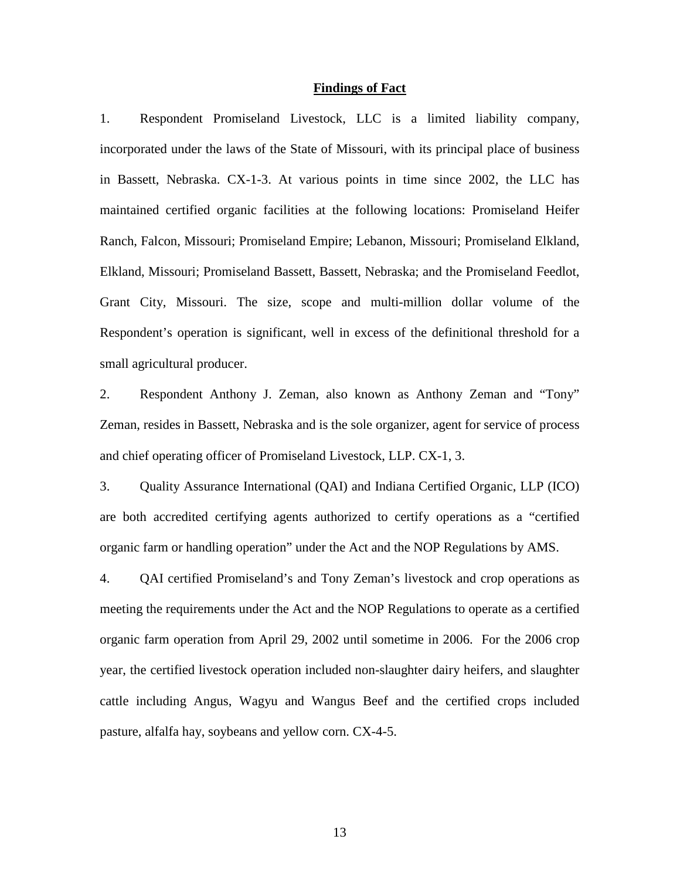## Findings of Fact

1. Respondent Promiseland Livestock, LLC is a limited liability company, incorporated under the laws of the State of Missouri, with its principal place of business in Bassett, Nebraska. CX-1-3. At various points in time since 2002, the LLC has maintained certified organic facilities at the following locations: Promiseland Heifer Ranch, Falcon, Missouri; Promiseland Empire; Lebanon, Missouri; Promiseland Elkland, Elkland, Missouri; Promiseland Bassett, Bassett, Nebraska; and the Promiseland Feedlot, Grant City, Missouri. The size, scope and multi-million dollar volume of the Respondent's operation is significant, well in excess of the definitional threshold for a small agricultural producer.

2. Respondent Anthony J. Zeman, also known as Anthony Zeman and "Tony" Zeman, resides in Bassett, Nebraska and is the sole organizer, agent for service of process and chief operating officer of Promiseland Livestock, LLP. CX-1, 3.

3. Quality Assurance International (QAI) and Indiana Certified Organic, LLP (ICO) are both accredited certifying agents authorized to certify operations as a "certified organic farm or handling operation" under the Act and the NOP Regulations by AMS.

4. QAI certified Promiseland's and Tony Zeman's livestock and crop operations as meeting the requirements under the Act and the NOP Regulations to operate as a certified organic farm operation from April 29, 2002 until sometime in 2006. For the 2006 crop year, the certified livestock operation included non-slaughter dairy heifers, and slaughter cattle including Angus, Wagyu and Wangus Beef and the certified crops included pasture, alfalfa hay, soybeans and yellow corn. CX-4-5.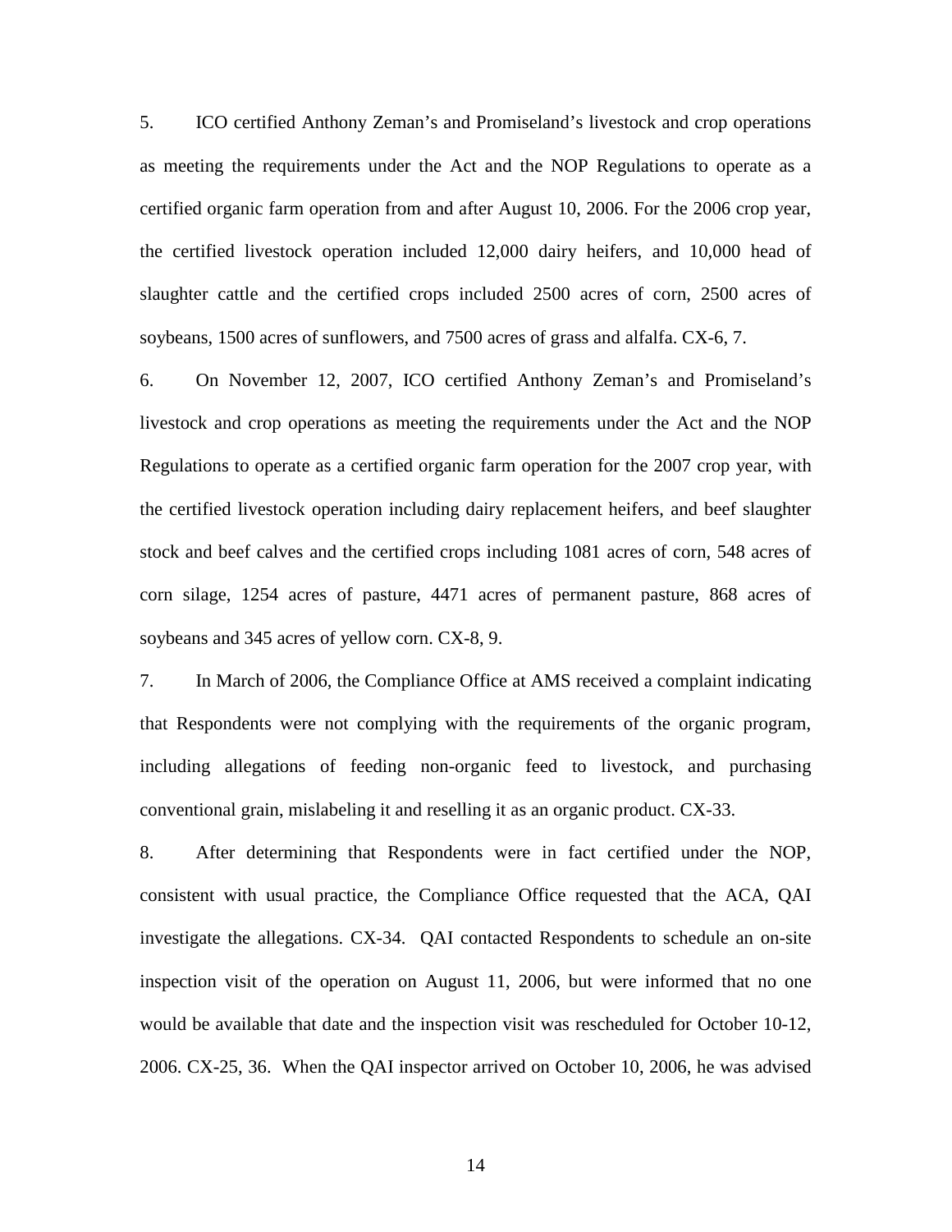5. ICO certified Anthony Zeman's and Promiseland's livestock and crop operations as meeting the requirements under the Act and the NOP Regulations to operate as a certified organic farm operation from and after August 10, 2006. For the 2006 crop year, the certified livestock operation included 12,000 dairy heifers, and 10,000 head of slaughter cattle and the certified crops included 2500 acres of corn, 2500 acres of soybeans, 1500 acres of sunflowers, and 7500 acres of grass and alfalfa. CX-6, 7.

6. On November 12, 2007, ICO certified Anthony Zeman's and Promiseland's livestock and crop operations as meeting the requirements under the Act and the NOP Regulations to operate as a certified organic farm operation for the 2007 crop year, with the certified livestock operation including dairy replacement heifers, and beef slaughter stock and beef calves and the certified crops including 1081 acres of corn, 548 acres of corn silage, 1254 acres of pasture, 4471 acres of permanent pasture, 868 acres of soybeans and 345 acres of yellow corn. CX-8, 9.

7. In March of 2006, the Compliance Office at AMS received a complaint indicating that Respondents were not complying with the requirements of the organic program, including allegations of feeding non-organic feed to livestock, and purchasing conventional grain, mislabeling it and reselling it as an organic product. CX-33.

8. After determining that Respondents were in fact certified under the NOP, consistent with usual practice, the Compliance Office requested that the ACA, QAI investigate the allegations. CX-34. QAI contacted Respondents to schedule an on-site inspection visit of the operation on August 11, 2006, but were informed that no one would be available that date and the inspection visit was rescheduled for October 10-12, 2006. CX-25, 36. When the QAI inspector arrived on October 10, 2006, he was advised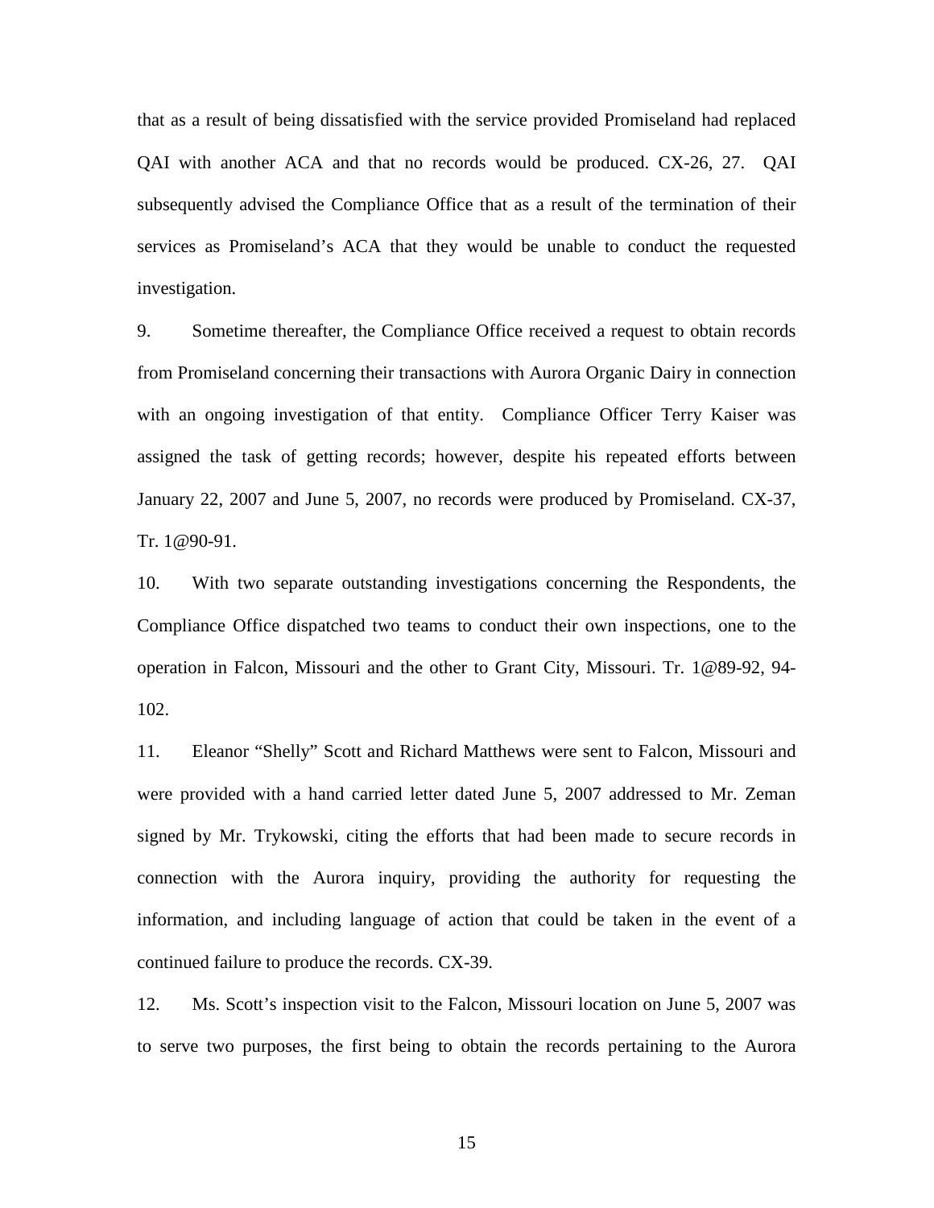that as a result of being dissatisfied with the service provided Promiseland had replaced QAI with another ACA and that no records would be produced. CX-26, 27. QAI subsequently advised the Compliance Office that as a result of the termination of their services as Promiseland's ACA that they would be unable to conduct the requested investigation.

9. Sometime thereafter, the Compliance Office received a request to obtain records from Promiseland concerning their transactions with Aurora Organic Dairy in connection with an ongoing investigation of that entity. Compliance Officer Terry Kaiser was assigned the task of getting records; however, despite his repeated efforts between January 22, 2007 and June 5, 2007, no records were produced by Promiseland. CX-37, Tr. 1@90-91.

10. With two separate outstanding investigations concerning the Respondents, the Compliance Office dispatched two teams to conduct their own inspections, one to the operation in Falcon, Missouri and the other to Grant City, Missouri. Tr. 1@89-92, 94-102.

11. Eleanor "Shelly" Scott and Richard Matthews were sent to Falcon, Missouri and were provided with a hand carried letter dated June 5, 2007 addressed to Mr. Zeman signed by Mr. Trykowski, citing the efforts that had been made to secure records in connection with the Aurora inquiry, providing the authority for requesting the information, and including language of action that could be taken in the event of a continued failure to produce the records. CX-39.

12. Ms. Scott's inspection visit to the Falcon, Missouri location on June 5, 2007 was to serve two purposes, the first being to obtain the records pertaining to the Aurora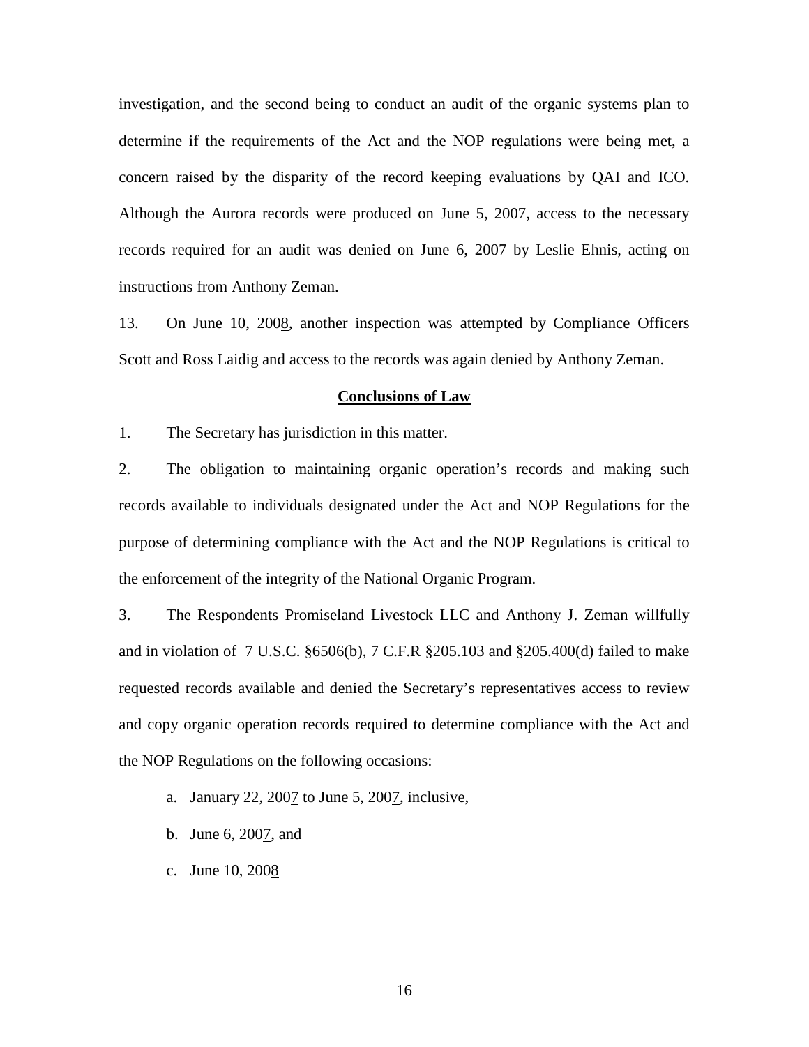investigation, and the second being to conduct an audit of the organic systems plan to determine if the requirements of the Act and the NOP regulations were being met, a concern raised by the disparity of the record keeping evaluations by QAI and ICO. Although the Aurora records were produced on June 5, 2007, access to the necessary records required for an audit was denied on June 6, 2007 by Leslie Ehnis, acting on instructions from Anthony Zeman.

13. On June 10, 2008, another inspection was attempted by Compliance Officers Scott and Ross Laidig and access to the records was again denied by Anthony Zeman.

**Conclusions of Law**

1. The Secretary has jurisdiction in this matter.

2. The obligation to maintaining organic operation's records and making such records available to individuals designated under the Act and NOP Regulations for the purpose of determining compliance with the Act and the NOP Regulations is critical to the enforcement of the integrity of the National Organic Program.

3. The Respondents Promiseland Livestock LLC and Anthony J. Zeman willfully and in violation of 7 U.S.C. §6506(b), 7 C.F.R §205.103 and §205.400(d) failed to make requested records available and denied the Secretary's representatives access to review and copy organic operation records required to determine compliance with the Act and the NOP Regulations on the following occasions:

   a. January 22, 2007 to June 5, 2007, inclusive,

   b. June 6, 2007, and

   c. June 10, 2008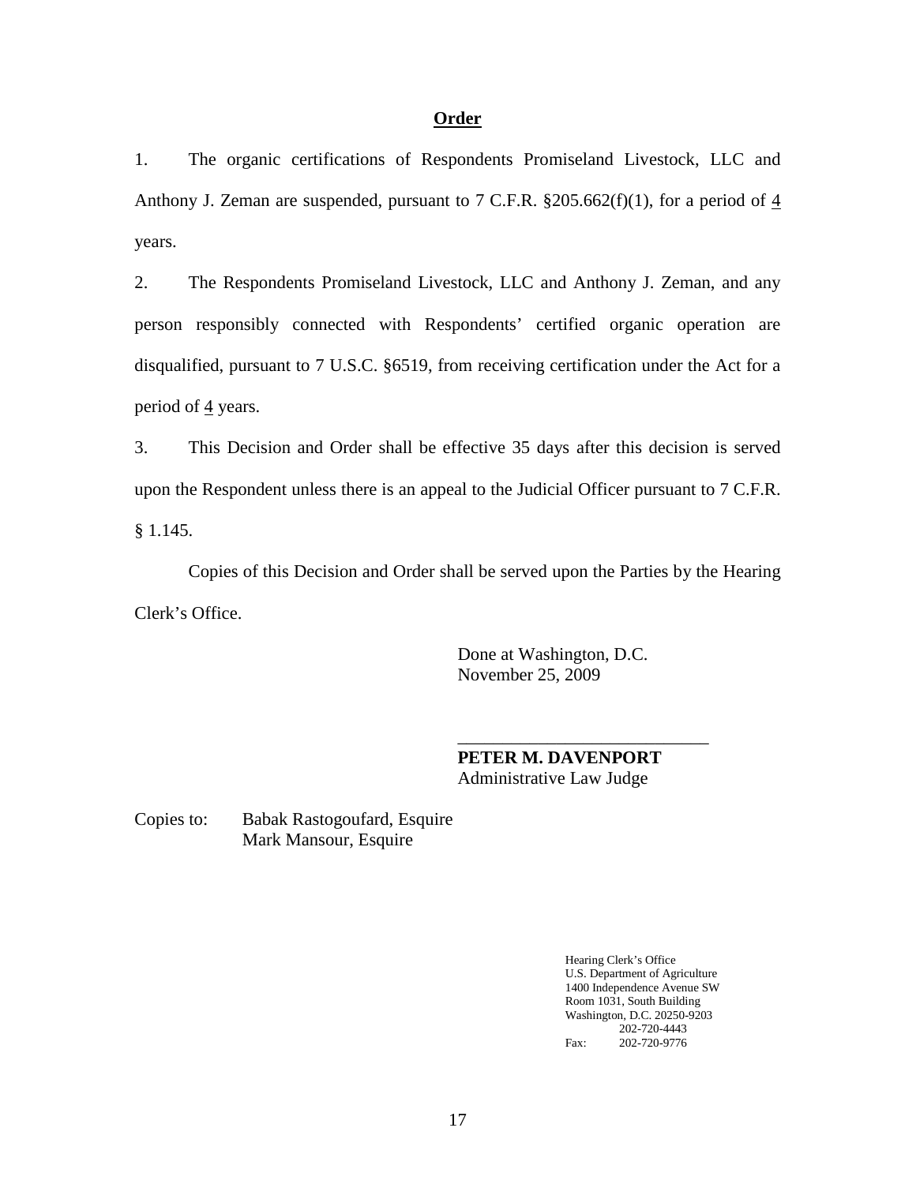## Order

1. The organic certifications of Respondents Promiseland Livestock, LLC and Anthony J. Zeman are suspended, pursuant to 7 C.F.R. §205.662(f)(1), for a period of 4 years.

2. The Respondents Promiseland Livestock, LLC and Anthony J. Zeman, and any person responsibly connected with Respondents' certified organic operation are disqualified, pursuant to 7 U.S.C. §6519, from receiving certification under the Act for a period of 4 years.

3. This Decision and Order shall be effective 35 days after this decision is served upon the Respondent unless there is an appeal to the Judicial Officer pursuant to 7 C.F.R. § 1.145.

Copies of this Decision and Order shall be served upon the Parties by the Hearing Clerk's Office.

Done at Washington, D.C.
November 25, 2009

\_\_\_\_\_\_\_\_\_\_\_\_\_\_\_\_\_\_\_\_\_\_\_\_\_\_\_\_

**PETER M. DAVENPORT**
Administrative Law Judge

Copies to: Babak Rastogoufard, Esquire
Mark Mansour, Esquire

Hearing Clerk's Office
U.S. Department of Agriculture
1400 Independence Avenue SW
Room 1031, South Building
Washington, D.C. 20250-9203
202-720-4443
Fax: 202-720-9776